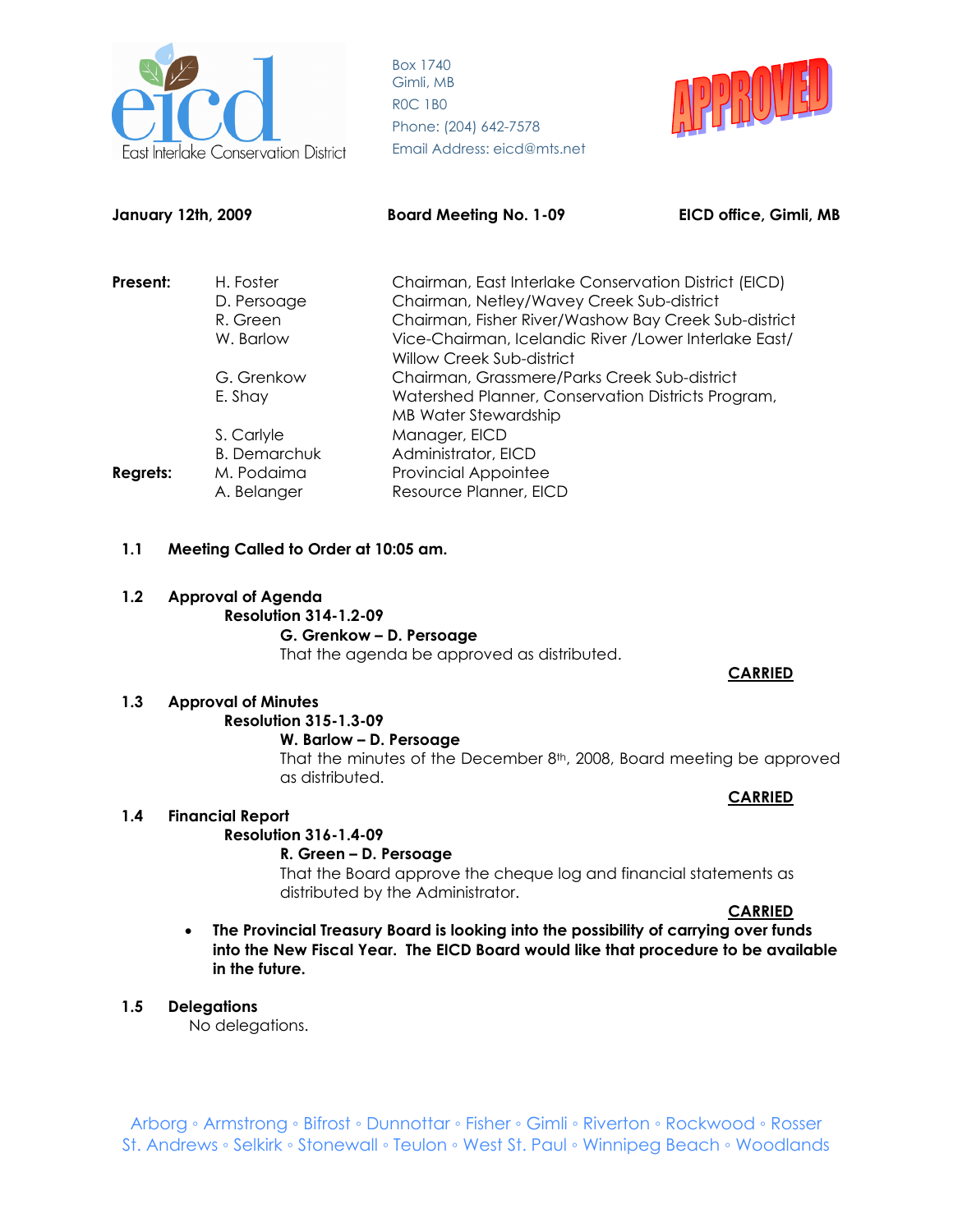East Interlake Conservation District

Box 1740
Gimli, MB
R0C 1B0
Phone: (204) 642-7578
Email Address: eicd@mts.net

APPROVED

**January 12th, 2009** **Board Meeting No. 1-09** **EICD office, Gimli, MB**

| | | |
|---|---|---|
| **Present:** | H. Foster | Chairman, East Interlake Conservation District (EICD) |
| | D. Persoage | Chairman, Netley/Wavey Creek Sub-district |
| | R. Green | Chairman, Fisher River/Washow Bay Creek Sub-district |
| | W. Barlow | Vice-Chairman, Icelandic River /Lower Interlake East/ Willow Creek Sub-district |
| | G. Grenkow | Chairman, Grassmere/Parks Creek Sub-district |
| | E. Shay | Watershed Planner, Conservation Districts Program, MB Water Stewardship |
| | S. Carlyle | Manager, EICD |
| | B. Demarchuk | Administrator, EICD |
| **Regrets:** | M. Podaima | Provincial Appointee |
| | A. Belanger | Resource Planner, EICD |

**1.1 Meeting Called to Order at 10:05 am.**

**1.2 Approval of Agenda**

**Resolution 314-1.2-09**

**G. Grenkow – D. Persoage**

That the agenda be approved as distributed.

**CARRIED**

**1.3 Approval of Minutes**

**Resolution 315-1.3-09**

**W. Barlow – D. Persoage**

That the minutes of the December 8th, 2008, Board meeting be approved as distributed.

**CARRIED**

**1.4 Financial Report**

**Resolution 316-1.4-09**

**R. Green – D. Persoage**

That the Board approve the cheque log and financial statements as distributed by the Administrator.

**CARRIED**

- **The Provincial Treasury Board is looking into the possibility of carrying over funds into the New Fiscal Year. The EICD Board would like that procedure to be available in the future.**

**1.5 Delegations**

No delegations.

Arborg ◦ Armstrong ◦ Bifrost ◦ Dunnottar ◦ Fisher ◦ Gimli ◦ Riverton ◦ Rockwood ◦ Rosser
St. Andrews ◦ Selkirk ◦ Stonewall ◦ Teulon ◦ West St. Paul ◦ Winnipeg Beach ◦ Woodlands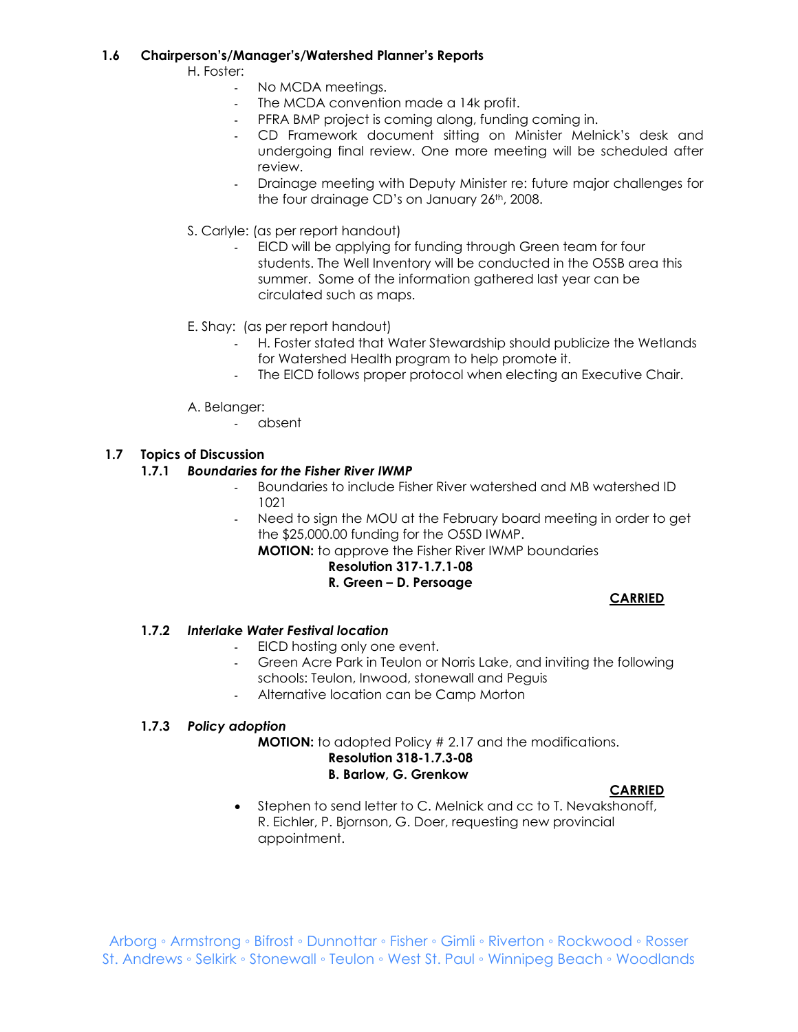**1.6 Chairperson's/Manager's/Watershed Planner's Reports**

H. Foster:

- No MCDA meetings.
- The MCDA convention made a 14k profit.
- PFRA BMP project is coming along, funding coming in.
- CD Framework document sitting on Minister Melnick's desk and undergoing final review. One more meeting will be scheduled after review.
- Drainage meeting with Deputy Minister re: future major challenges for the four drainage CD's on January 26th, 2008.

S. Carlyle: (as per report handout)

- EICD will be applying for funding through Green team for four students. The Well Inventory will be conducted in the O5SB area this summer. Some of the information gathered last year can be circulated such as maps.

E. Shay: (as per report handout)

- H. Foster stated that Water Stewardship should publicize the Wetlands for Watershed Health program to help promote it.
- The EICD follows proper protocol when electing an Executive Chair.

A. Belanger:

- absent

**1.7 Topics of Discussion**

**1.7.1** ***Boundaries for the Fisher River IWMP***

- Boundaries to include Fisher River watershed and MB watershed ID 1021
- Need to sign the MOU at the February board meeting in order to get the $25,000.00 funding for the O5SD IWMP.

**MOTION:** to approve the Fisher River IWMP boundaries

**Resolution 317-1.7.1-08**

**R. Green – D. Persoage**

**CARRIED**

**1.7.2** ***Interlake Water Festival location***

- EICD hosting only one event.
- Green Acre Park in Teulon or Norris Lake, and inviting the following schools: Teulon, Inwood, stonewall and Peguis
- Alternative location can be Camp Morton

**1.7.3** ***Policy adoption***

**MOTION:** to adopted Policy # 2.17 and the modifications.

**Resolution 318-1.7.3-08**

**B. Barlow, G. Grenkow**

**CARRIED**

- Stephen to send letter to C. Melnick and cc to T. Nevakshonoff, R. Eichler, P. Bjornson, G. Doer, requesting new provincial appointment.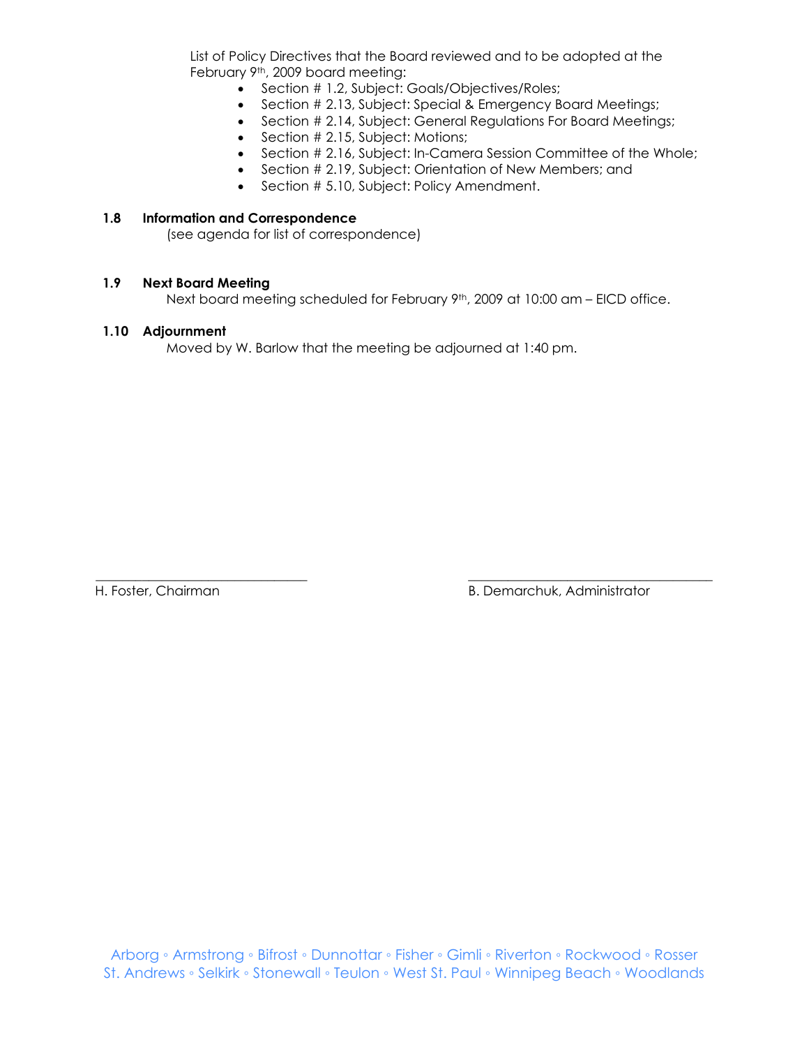List of Policy Directives that the Board reviewed and to be adopted at the February 9th, 2009 board meeting:

- Section # 1.2, Subject: Goals/Objectives/Roles;
- Section # 2.13, Subject: Special & Emergency Board Meetings;
- Section # 2.14, Subject: General Regulations For Board Meetings;
- Section # 2.15, Subject: Motions;
- Section # 2.16, Subject: In-Camera Session Committee of the Whole;
- Section # 2.19, Subject: Orientation of New Members; and
- Section # 5.10, Subject: Policy Amendment.

**1.8 Information and Correspondence**

(see agenda for list of correspondence)

**1.9 Next Board Meeting**

Next board meeting scheduled for February 9th, 2009 at 10:00 am – EICD office.

**1.10 Adjournment**

Moved by W. Barlow that the meeting be adjourned at 1:40 pm.

\_\_\_\_\_\_\_\_\_\_\_\_\_\_\_\_\_\_\_\_\_\_\_\_\_\_\_\_\_\_
H. Foster, Chairman

\_\_\_\_\_\_\_\_\_\_\_\_\_\_\_\_\_\_\_\_\_\_\_\_\_\_\_\_\_\_
B. Demarchuk, Administrator

Arborg ◦ Armstrong ◦ Bifrost ◦ Dunnottar ◦ Fisher ◦ Gimli ◦ Riverton ◦ Rockwood ◦ Rosser
St. Andrews ◦ Selkirk ◦ Stonewall ◦ Teulon ◦ West St. Paul ◦ Winnipeg Beach ◦ Woodlands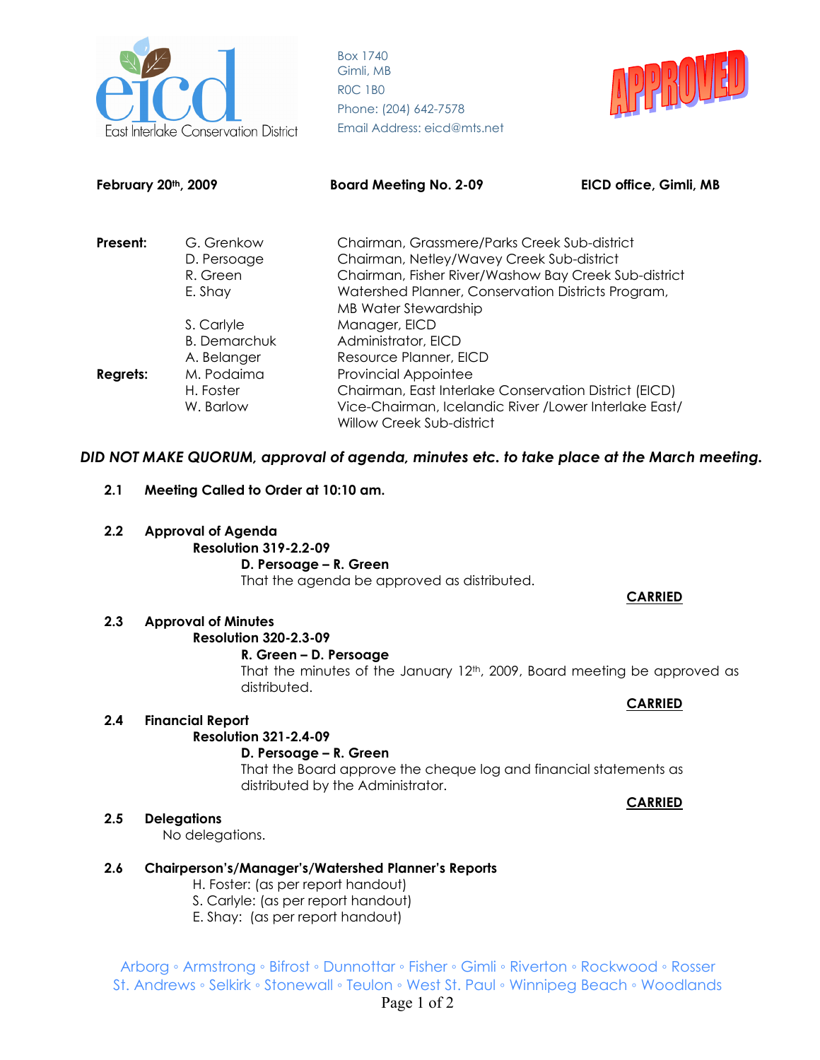East Interlake Conservation District

Box 1740
Gimli, MB
R0C 1B0
Phone: (204) 642-7578
Email Address: eicd@mts.net

APPROVED

**February 20th, 2009** **Board Meeting No. 2-09** **EICD office, Gimli, MB**

| | | |
|---|---|---|
| **Present:** | G. Grenkow | Chairman, Grassmere/Parks Creek Sub-district |
| | D. Persoage | Chairman, Netley/Wavey Creek Sub-district |
| | R. Green | Chairman, Fisher River/Washow Bay Creek Sub-district |
| | E. Shay | Watershed Planner, Conservation Districts Program, MB Water Stewardship |
| | S. Carlyle | Manager, EICD |
| | B. Demarchuk | Administrator, EICD |
| | A. Belanger | Resource Planner, EICD |
| **Regrets:** | M. Podaima | Provincial Appointee |
| | H. Foster | Chairman, East Interlake Conservation District (EICD) |
| | W. Barlow | Vice-Chairman, Icelandic River /Lower Interlake East/ Willow Creek Sub-district |

***DID NOT MAKE QUORUM, approval of agenda, minutes etc. to take place at the March meeting.***

**2.1 Meeting Called to Order at 10:10 am.**

**2.2 Approval of Agenda**

**Resolution 319-2.2-09**

**D. Persoage – R. Green**

That the agenda be approved as distributed.

**CARRIED**

**2.3 Approval of Minutes**

**Resolution 320-2.3-09**

**R. Green – D. Persoage**

That the minutes of the January 12th, 2009, Board meeting be approved as distributed.

**CARRIED**

**2.4 Financial Report**

**Resolution 321-2.4-09**

**D. Persoage – R. Green**

That the Board approve the cheque log and financial statements as distributed by the Administrator.

**CARRIED**

**2.5 Delegations**

No delegations.

**2.6 Chairperson's/Manager's/Watershed Planner's Reports**

H. Foster: (as per report handout)
S. Carlyle: (as per report handout)
E. Shay: (as per report handout)

Arborg ◦ Armstrong ◦ Bifrost ◦ Dunnottar ◦ Fisher ◦ Gimli ◦ Riverton ◦ Rockwood ◦ Rosser
St. Andrews ◦ Selkirk ◦ Stonewall ◦ Teulon ◦ West St. Paul ◦ Winnipeg Beach ◦ Woodlands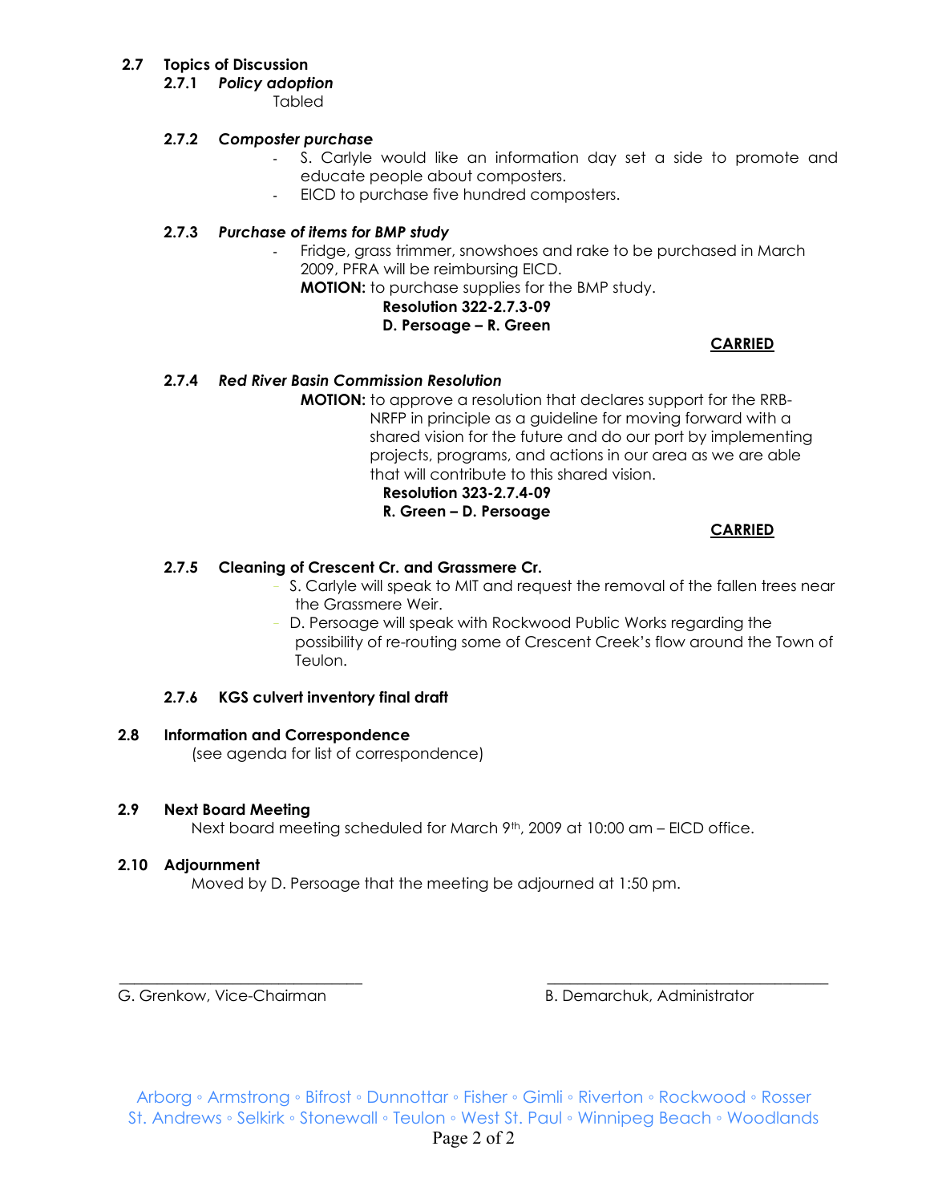## 2.7 Topics of Discussion

### 2.7.1 *Policy adoption*

Tabled

### 2.7.2 *Composter purchase*

- S. Carlyle would like an information day set a side to promote and educate people about composters.
- EICD to purchase five hundred composters.

### 2.7.3 *Purchase of items for BMP study*

- Fridge, grass trimmer, snowshoes and rake to be purchased in March 2009, PFRA will be reimbursing EICD.

**MOTION:** to purchase supplies for the BMP study.

**Resolution 322-2.7.3-09**
**D. Persoage – R. Green**

**CARRIED**

### 2.7.4 *Red River Basin Commission Resolution*

**MOTION:** to approve a resolution that declares support for the RRB-NRFP in principle as a guideline for moving forward with a shared vision for the future and do our port by implementing projects, programs, and actions in our area as we are able that will contribute to this shared vision.

**Resolution 323-2.7.4-09**
**R. Green – D. Persoage**

**CARRIED**

### 2.7.5 Cleaning of Crescent Cr. and Grassmere Cr.

- S. Carlyle will speak to MIT and request the removal of the fallen trees near the Grassmere Weir.
- D. Persoage will speak with Rockwood Public Works regarding the possibility of re-routing some of Crescent Creek's flow around the Town of Teulon.

### 2.7.6 KGS culvert inventory final draft

## 2.8 Information and Correspondence

(see agenda for list of correspondence)

## 2.9 Next Board Meeting

Next board meeting scheduled for March 9th, 2009 at 10:00 am – EICD office.

## 2.10 Adjournment

Moved by D. Persoage that the meeting be adjourned at 1:50 pm.

\_\_\_\_\_\_\_\_\_\_\_\_\_\_\_\_\_\_\_\_\_\_\_\_\_\_\_\_\_\_
G. Grenkow, Vice-Chairman

\_\_\_\_\_\_\_\_\_\_\_\_\_\_\_\_\_\_\_\_\_\_\_\_\_\_\_\_\_\_
B. Demarchuk, Administrator

Arborg ◦ Armstrong ◦ Bifrost ◦ Dunnottar ◦ Fisher ◦ Gimli ◦ Riverton ◦ Rockwood ◦ Rosser
St. Andrews ◦ Selkirk ◦ Stonewall ◦ Teulon ◦ West St. Paul ◦ Winnipeg Beach ◦ Woodlands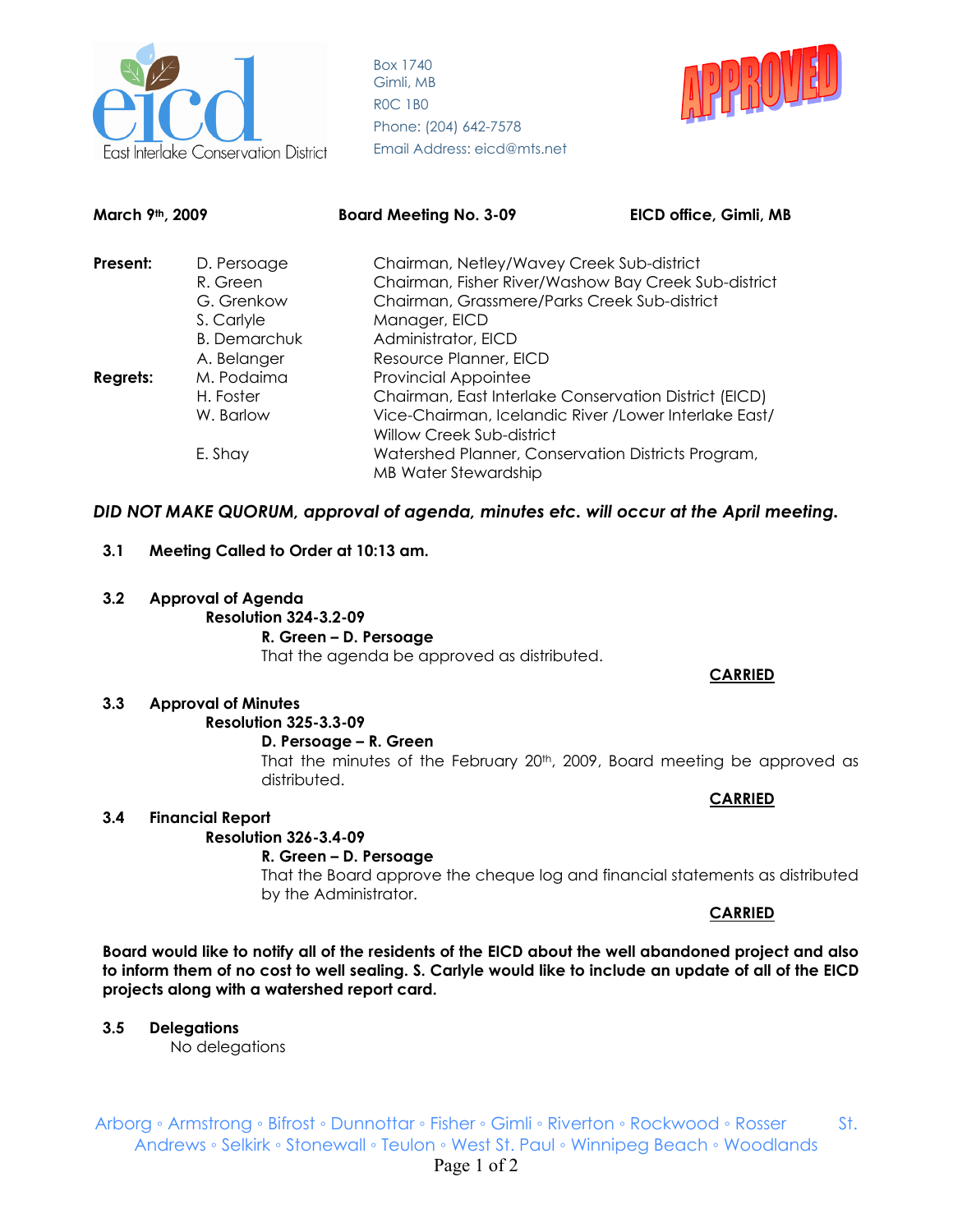East Interlake Conservation District

Box 1740
Gimli, MB
R0C 1B0
Phone: (204) 642-7578
Email Address: eicd@mts.net

APPROVED

**March 9th, 2009** **Board Meeting No. 3-09** **EICD office, Gimli, MB**

| | | |
|---|---|---|
| **Present:** | D. Persoage | Chairman, Netley/Wavey Creek Sub-district |
| | R. Green | Chairman, Fisher River/Washow Bay Creek Sub-district |
| | G. Grenkow | Chairman, Grassmere/Parks Creek Sub-district |
| | S. Carlyle | Manager, EICD |
| | B. Demarchuk | Administrator, EICD |
| | A. Belanger | Resource Planner, EICD |
| **Regrets:** | M. Podaima | Provincial Appointee |
| | H. Foster | Chairman, East Interlake Conservation District (EICD) |
| | W. Barlow | Vice-Chairman, Icelandic River /Lower Interlake East/ Willow Creek Sub-district |
| | E. Shay | Watershed Planner, Conservation Districts Program, MB Water Stewardship |

***DID NOT MAKE QUORUM, approval of agenda, minutes etc. will occur at the April meeting.***

**3.1 Meeting Called to Order at 10:13 am.**

**3.2 Approval of Agenda**

**Resolution 324-3.2-09**

**R. Green – D. Persoage**

That the agenda be approved as distributed.

**CARRIED**

**3.3 Approval of Minutes**

**Resolution 325-3.3-09**

**D. Persoage – R. Green**

That the minutes of the February 20th, 2009, Board meeting be approved as distributed.

**CARRIED**

**3.4 Financial Report**

**Resolution 326-3.4-09**

**R. Green – D. Persoage**

That the Board approve the cheque log and financial statements as distributed by the Administrator.

**CARRIED**

**Board would like to notify all of the residents of the EICD about the well abandoned project and also to inform them of no cost to well sealing. S. Carlyle would like to include an update of all of the EICD projects along with a watershed report card.**

**3.5 Delegations**

No delegations

Arborg ◦ Armstrong ◦ Bifrost ◦ Dunnottar ◦ Fisher ◦ Gimli ◦ Riverton ◦ Rockwood ◦ Rosser St. Andrews ◦ Selkirk ◦ Stonewall ◦ Teulon ◦ West St. Paul ◦ Winnipeg Beach ◦ Woodlands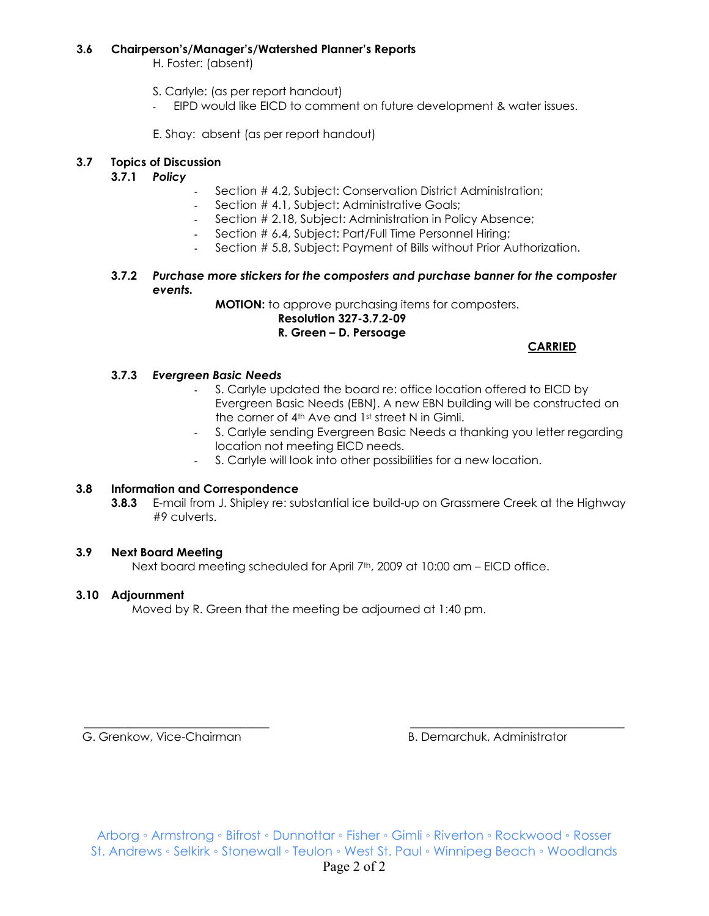### 3.6 Chairperson's/Manager's/Watershed Planner's Reports

H. Foster: (absent)

S. Carlyle: (as per report handout)

- EIPD would like EICD to comment on future development & water issues.

E. Shay: absent (as per report handout)

### 3.7 Topics of Discussion

#### 3.7.1 *Policy*

- Section # 4.2, Subject: Conservation District Administration;
- Section # 4.1, Subject: Administrative Goals;
- Section # 2.18, Subject: Administration in Policy Absence;
- Section # 6.4, Subject: Part/Full Time Personnel Hiring;
- Section # 5.8, Subject: Payment of Bills without Prior Authorization.

#### 3.7.2 *Purchase more stickers for the composters and purchase banner for the composter events.*

**MOTION:** to approve purchasing items for composters.

**Resolution 327-3.7.2-09**
**R. Green – D. Persoage**

**CARRIED**

#### 3.7.3 *Evergreen Basic Needs*

- S. Carlyle updated the board re: office location offered to EICD by Evergreen Basic Needs (EBN). A new EBN building will be constructed on the corner of 4th Ave and 1st street N in Gimli.
- S. Carlyle sending Evergreen Basic Needs a thanking you letter regarding location not meeting EICD needs.
- S. Carlyle will look into other possibilities for a new location.

### 3.8 Information and Correspondence

**3.8.3** E-mail from J. Shipley re: substantial ice build-up on Grassmere Creek at the Highway #9 culverts.

### 3.9 Next Board Meeting

Next board meeting scheduled for April 7th, 2009 at 10:00 am – EICD office.

### 3.10 Adjournment

Moved by R. Green that the meeting be adjourned at 1:40 pm.

\_\_\_\_\_\_\_\_\_\_\_\_\_\_\_\_\_\_\_\_\_\_\_\_\_\_\_\_\_\_
G. Grenkow, Vice-Chairman

\_\_\_\_\_\_\_\_\_\_\_\_\_\_\_\_\_\_\_\_\_\_\_\_\_\_\_\_\_\_
B. Demarchuk, Administrator

Arborg ◦ Armstrong ◦ Bifrost ◦ Dunnottar ◦ Fisher ◦ Gimli ◦ Riverton ◦ Rockwood ◦ Rosser
St. Andrews ◦ Selkirk ◦ Stonewall ◦ Teulon ◦ West St. Paul ◦ Winnipeg Beach ◦ Woodlands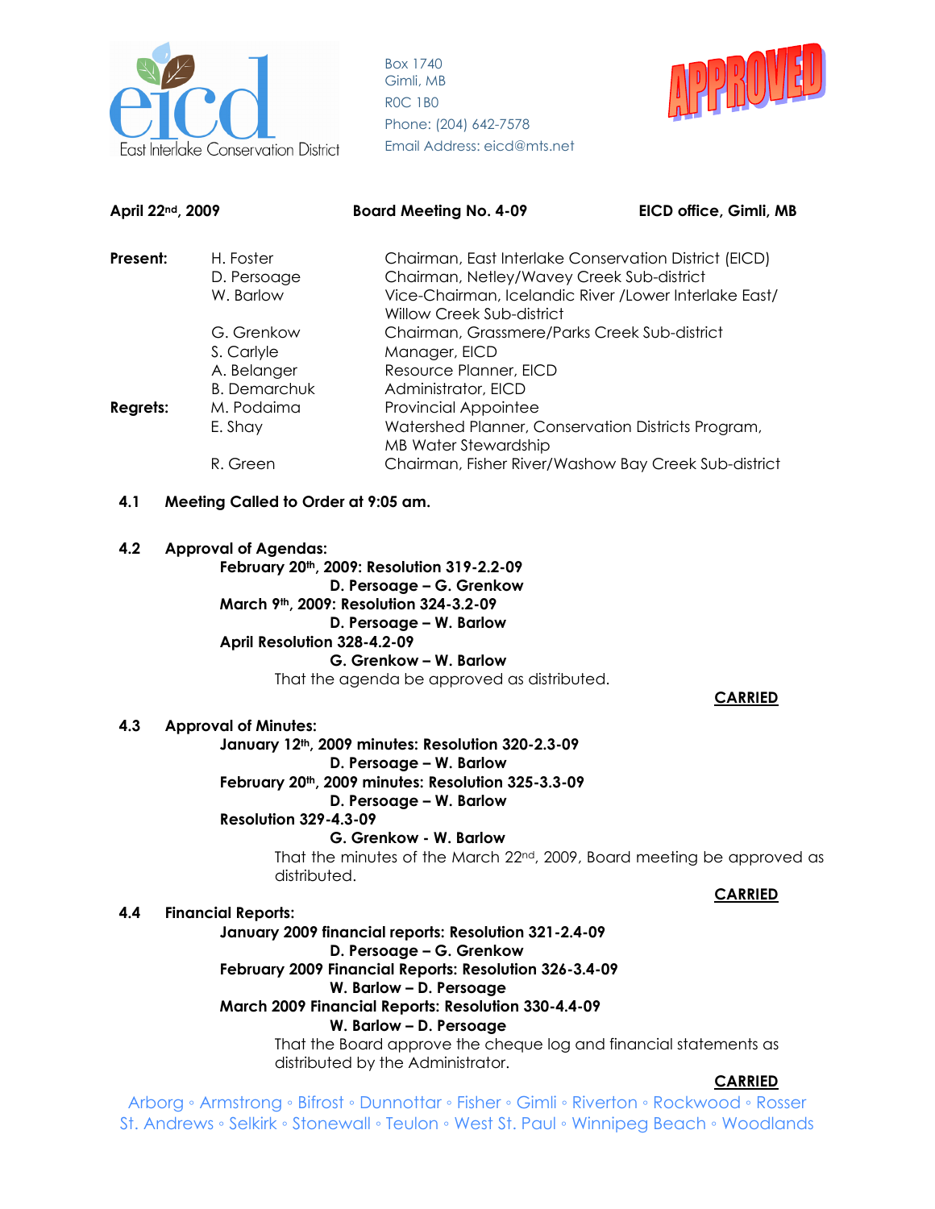East Interlake Conservation District

Box 1740
Gimli, MB
R0C 1B0
Phone: (204) 642-7578
Email Address: eicd@mts.net

APPROVED

**April 22nd, 2009** **Board Meeting No. 4-09** **EICD office, Gimli, MB**

| | | |
|---|---|---|
| **Present:** | H. Foster | Chairman, East Interlake Conservation District (EICD) |
| | D. Persoage | Chairman, Netley/Wavey Creek Sub-district |
| | W. Barlow | Vice-Chairman, Icelandic River /Lower Interlake East/ Willow Creek Sub-district |
| | G. Grenkow | Chairman, Grassmere/Parks Creek Sub-district |
| | S. Carlyle | Manager, EICD |
| | A. Belanger | Resource Planner, EICD |
| | B. Demarchuk | Administrator, EICD |
| **Regrets:** | M. Podaima | Provincial Appointee |
| | E. Shay | Watershed Planner, Conservation Districts Program, MB Water Stewardship |
| | R. Green | Chairman, Fisher River/Washow Bay Creek Sub-district |

**4.1 Meeting Called to Order at 9:05 am.**

**4.2 Approval of Agendas:**

**February 20th, 2009: Resolution 319-2.2-09**
**D. Persoage – G. Grenkow**
**March 9th, 2009: Resolution 324-3.2-09**
**D. Persoage – W. Barlow**
**April Resolution 328-4.2-09**
**G. Grenkow – W. Barlow**
That the agenda be approved as distributed.

**CARRIED**

**4.3 Approval of Minutes:**

**January 12th, 2009 minutes: Resolution 320-2.3-09**
**D. Persoage – W. Barlow**
**February 20th, 2009 minutes: Resolution 325-3.3-09**
**D. Persoage – W. Barlow**
**Resolution 329-4.3-09**
**G. Grenkow - W. Barlow**
That the minutes of the March 22nd, 2009, Board meeting be approved as distributed.

**CARRIED**

**4.4 Financial Reports:**

**January 2009 financial reports: Resolution 321-2.4-09**
**D. Persoage – G. Grenkow**
**February 2009 Financial Reports: Resolution 326-3.4-09**
**W. Barlow – D. Persoage**
**March 2009 Financial Reports: Resolution 330-4.4-09**
**W. Barlow – D. Persoage**
That the Board approve the cheque log and financial statements as distributed by the Administrator.

**CARRIED**

Arborg ◦ Armstrong ◦ Bifrost ◦ Dunnottar ◦ Fisher ◦ Gimli ◦ Riverton ◦ Rockwood ◦ Rosser
St. Andrews ◦ Selkirk ◦ Stonewall ◦ Teulon ◦ West St. Paul ◦ Winnipeg Beach ◦ Woodlands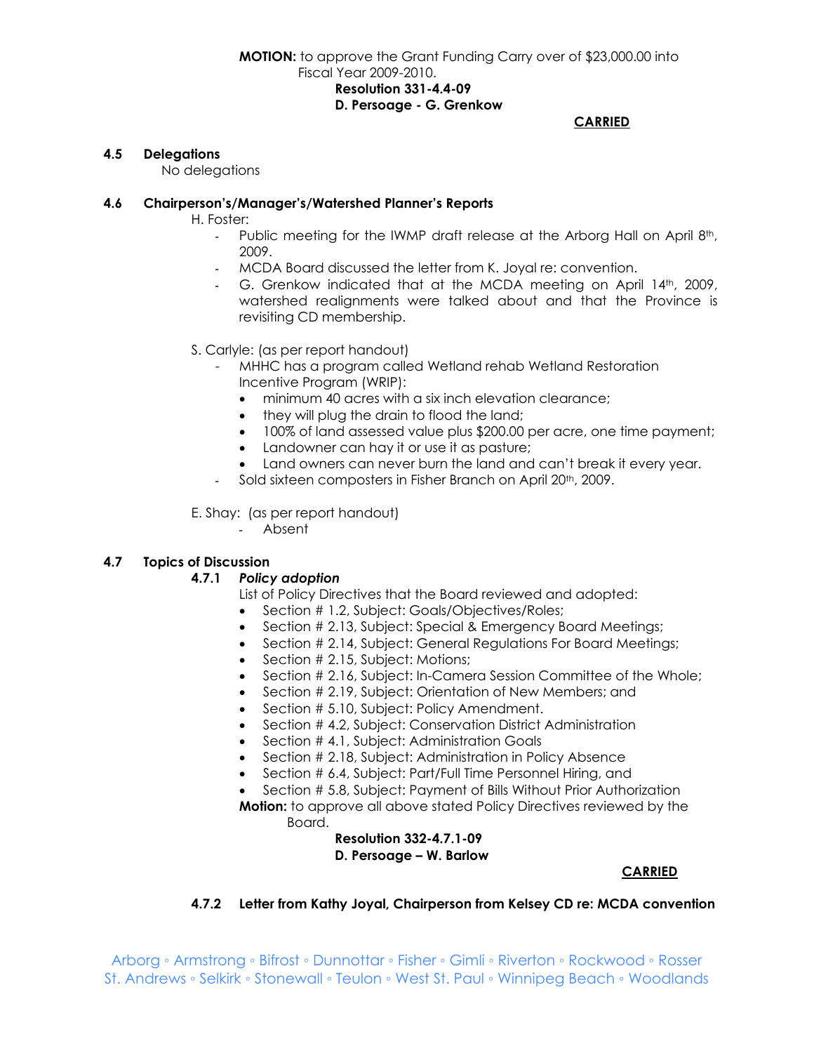**MOTION:** to approve the Grant Funding Carry over of $23,000.00 into Fiscal Year 2009-2010.

**Resolution 331-4.4-09**
**D. Persoage - G. Grenkow**

**CARRIED**

### 4.5 Delegations

No delegations

### 4.6 Chairperson's/Manager's/Watershed Planner's Reports

H. Foster:

- Public meeting for the IWMP draft release at the Arborg Hall on April 8th, 2009.
- MCDA Board discussed the letter from K. Joyal re: convention.
- G. Grenkow indicated that at the MCDA meeting on April 14th, 2009, watershed realignments were talked about and that the Province is revisiting CD membership.

S. Carlyle: (as per report handout)

- MHHC has a program called Wetland rehab Wetland Restoration Incentive Program (WRIP):
  - minimum 40 acres with a six inch elevation clearance;
  - they will plug the drain to flood the land;
  - 100% of land assessed value plus $200.00 per acre, one time payment;
  - Landowner can hay it or use it as pasture;
  - Land owners can never burn the land and can't break it every year.
- Sold sixteen composters in Fisher Branch on April 20th, 2009.

E. Shay: (as per report handout)

- Absent

### 4.7 Topics of Discussion

#### 4.7.1 *Policy adoption*

List of Policy Directives that the Board reviewed and adopted:

- Section # 1.2, Subject: Goals/Objectives/Roles;
- Section # 2.13, Subject: Special & Emergency Board Meetings;
- Section # 2.14, Subject: General Regulations For Board Meetings;
- Section # 2.15, Subject: Motions;
- Section # 2.16, Subject: In-Camera Session Committee of the Whole;
- Section # 2.19, Subject: Orientation of New Members; and
- Section # 5.10, Subject: Policy Amendment.
- Section # 4.2, Subject: Conservation District Administration
- Section # 4.1, Subject: Administration Goals
- Section # 2.18, Subject: Administration in Policy Absence
- Section # 6.4, Subject: Part/Full Time Personnel Hiring, and
- Section # 5.8, Subject: Payment of Bills Without Prior Authorization

**Motion:** to approve all above stated Policy Directives reviewed by the Board.

**Resolution 332-4.7.1-09**
**D. Persoage – W. Barlow**

**CARRIED**

#### 4.7.2 Letter from Kathy Joyal, Chairperson from Kelsey CD re: MCDA convention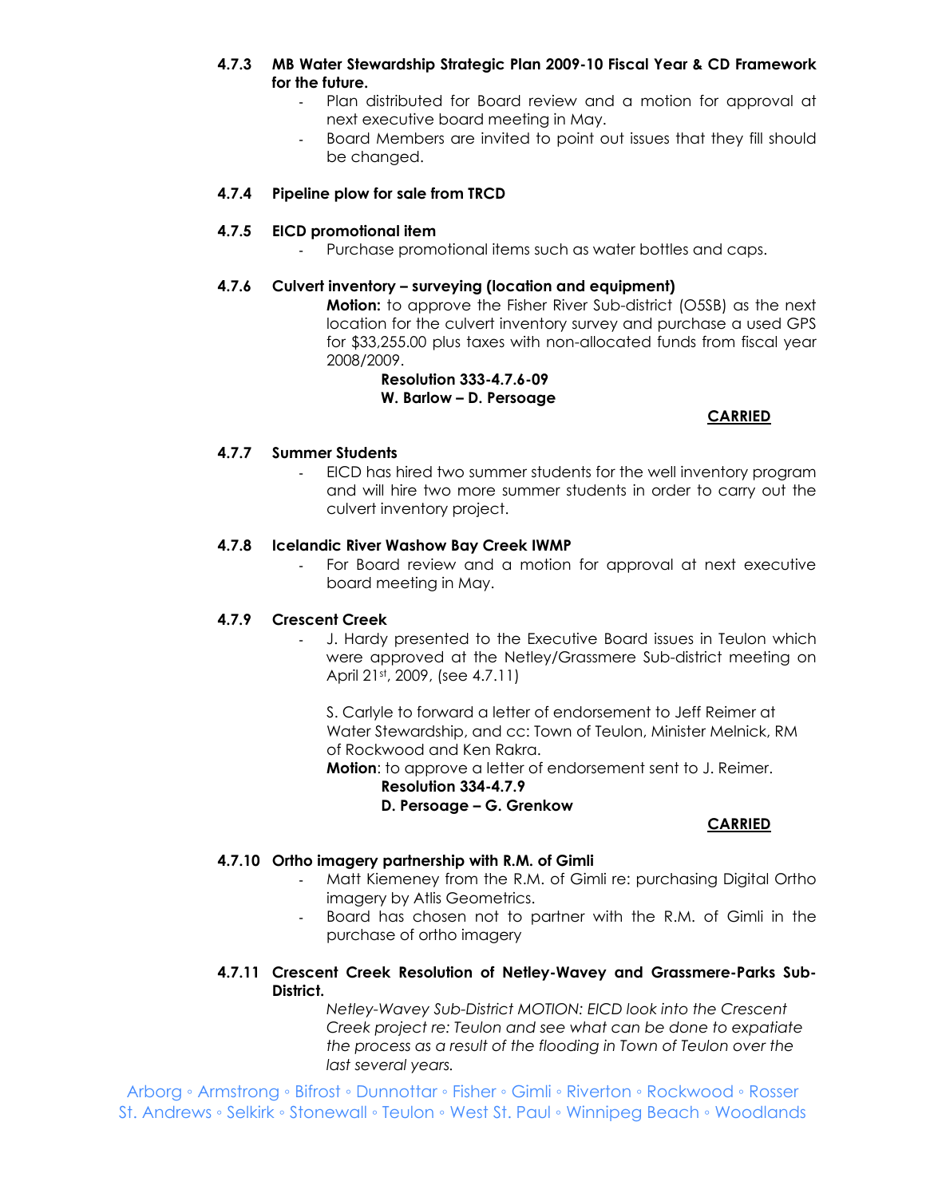**4.7.3 MB Water Stewardship Strategic Plan 2009-10 Fiscal Year & CD Framework for the future.**

- Plan distributed for Board review and a motion for approval at next executive board meeting in May.
- Board Members are invited to point out issues that they fill should be changed.

**4.7.4 Pipeline plow for sale from TRCD**

**4.7.5 EICD promotional item**

- Purchase promotional items such as water bottles and caps.

**4.7.6 Culvert inventory – surveying (location and equipment)**

**Motion:** to approve the Fisher River Sub-district (O5SB) as the next location for the culvert inventory survey and purchase a used GPS for $33,255.00 plus taxes with non-allocated funds from fiscal year 2008/2009.

**Resolution 333-4.7.6-09**
**W. Barlow – D. Persoage**

**CARRIED**

**4.7.7 Summer Students**

- EICD has hired two summer students for the well inventory program and will hire two more summer students in order to carry out the culvert inventory project.

**4.7.8 Icelandic River Washow Bay Creek IWMP**

- For Board review and a motion for approval at next executive board meeting in May.

**4.7.9 Crescent Creek**

- J. Hardy presented to the Executive Board issues in Teulon which were approved at the Netley/Grassmere Sub-district meeting on April 21st, 2009, (see 4.7.11)

S. Carlyle to forward a letter of endorsement to Jeff Reimer at Water Stewardship, and cc: Town of Teulon, Minister Melnick, RM of Rockwood and Ken Rakra.

**Motion**: to approve a letter of endorsement sent to J. Reimer.

**Resolution 334-4.7.9**
**D. Persoage – G. Grenkow**

**CARRIED**

**4.7.10 Ortho imagery partnership with R.M. of Gimli**

- Matt Kiemeney from the R.M. of Gimli re: purchasing Digital Ortho imagery by Atlis Geometrics.
- Board has chosen not to partner with the R.M. of Gimli in the purchase of ortho imagery

**4.7.11 Crescent Creek Resolution of Netley-Wavey and Grassmere-Parks Sub-District.**

*Netley-Wavey Sub-District MOTION: EICD look into the Crescent Creek project re: Teulon and see what can be done to expatiate the process as a result of the flooding in Town of Teulon over the last several years.*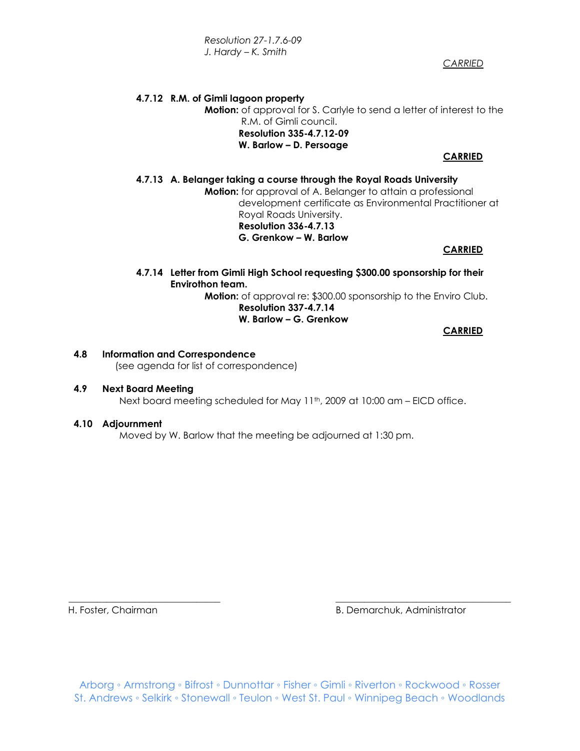*Resolution 27-1.7.6-09*
*J. Hardy – K. Smith*

*CARRIED*

**4.7.12 R.M. of Gimli lagoon property**

**Motion:** of approval for S. Carlyle to send a letter of interest to the R.M. of Gimli council.
**Resolution 335-4.7.12-09**
**W. Barlow – D. Persoage**

**CARRIED**

**4.7.13 A. Belanger taking a course through the Royal Roads University**

**Motion:** for approval of A. Belanger to attain a professional development certificate as Environmental Practitioner at Royal Roads University.
**Resolution 336-4.7.13**
**G. Grenkow – W. Barlow**

**CARRIED**

**4.7.14 Letter from Gimli High School requesting $300.00 sponsorship for their Envirothon team.**

**Motion:** of approval re: $300.00 sponsorship to the Enviro Club.
**Resolution 337-4.7.14**
**W. Barlow – G. Grenkow**

**CARRIED**

**4.8 Information and Correspondence**
(see agenda for list of correspondence)

**4.9 Next Board Meeting**
Next board meeting scheduled for May 11th, 2009 at 10:00 am – EICD office.

**4.10 Adjournment**
Moved by W. Barlow that the meeting be adjourned at 1:30 pm.

\_\_\_\_\_\_\_\_\_\_\_\_\_\_\_\_\_\_\_\_\_\_\_\_\_\_\_\_\_\_
H. Foster, Chairman

\_\_\_\_\_\_\_\_\_\_\_\_\_\_\_\_\_\_\_\_\_\_\_\_\_\_\_\_\_\_
B. Demarchuk, Administrator

Arborg ◦ Armstrong ◦ Bifrost ◦ Dunnottar ◦ Fisher ◦ Gimli ◦ Riverton ◦ Rockwood ◦ Rosser
St. Andrews ◦ Selkirk ◦ Stonewall ◦ Teulon ◦ West St. Paul ◦ Winnipeg Beach ◦ Woodlands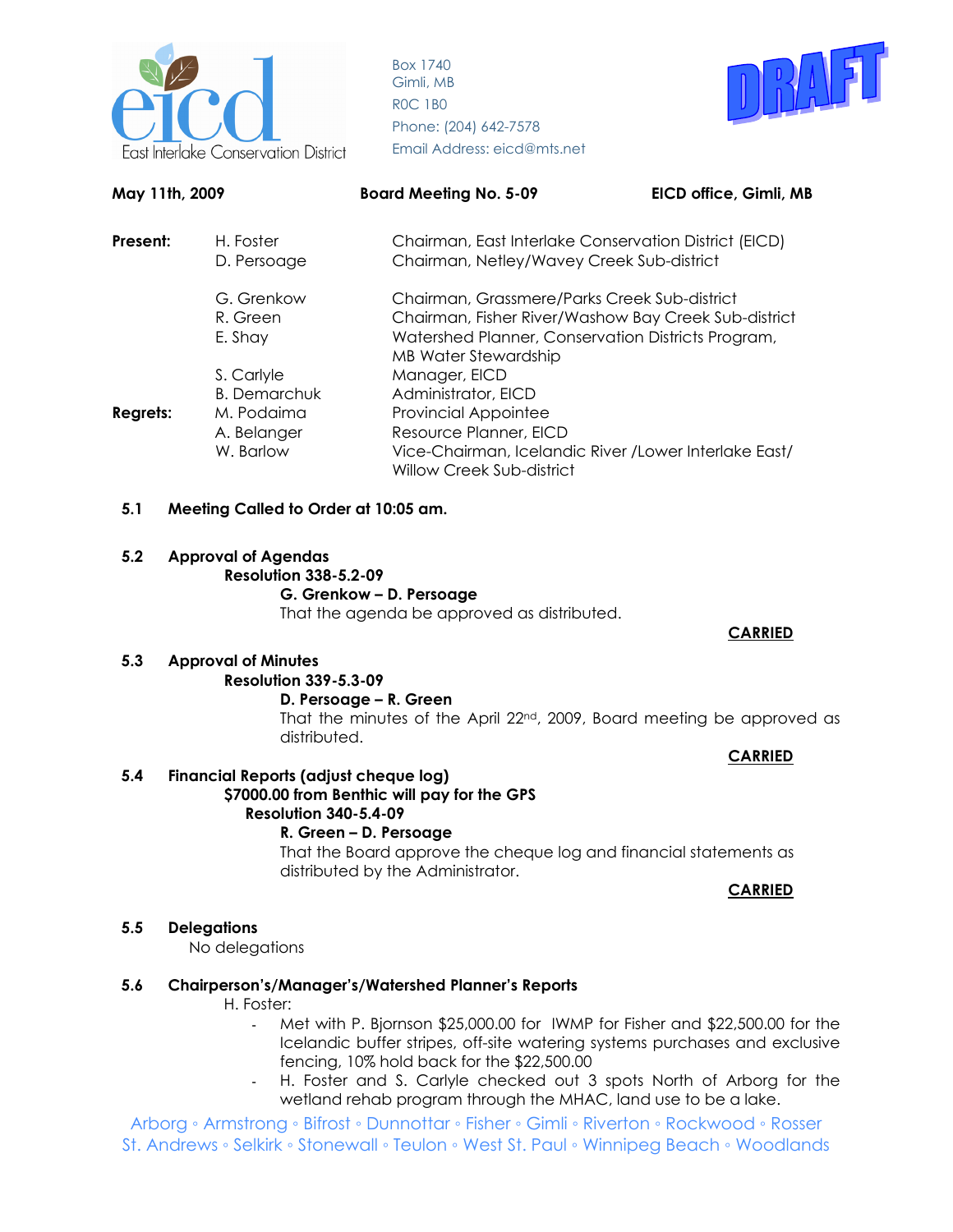East Interlake Conservation District

Box 1740
Gimli, MB
R0C 1B0
Phone: (204) 642-7578
Email Address: eicd@mts.net

DRAFT

**May 11th, 2009** **Board Meeting No. 5-09** **EICD office, Gimli, MB**

| | | |
|---|---|---|
| **Present:** | H. Foster | Chairman, East Interlake Conservation District (EICD) |
| | D. Persoage | Chairman, Netley/Wavey Creek Sub-district |
| | G. Grenkow | Chairman, Grassmere/Parks Creek Sub-district |
| | R. Green | Chairman, Fisher River/Washow Bay Creek Sub-district |
| | E. Shay | Watershed Planner, Conservation Districts Program, MB Water Stewardship |
| | S. Carlyle | Manager, EICD |
| | B. Demarchuk | Administrator, EICD |
| **Regrets:** | M. Podaima | Provincial Appointee |
| | A. Belanger | Resource Planner, EICD |
| | W. Barlow | Vice-Chairman, Icelandic River /Lower Interlake East/ Willow Creek Sub-district |

**5.1 Meeting Called to Order at 10:05 am.**

**5.2 Approval of Agendas**

**Resolution 338-5.2-09**

**G. Grenkow – D. Persoage**

That the agenda be approved as distributed.

**CARRIED**

**5.3 Approval of Minutes**

**Resolution 339-5.3-09**

**D. Persoage – R. Green**

That the minutes of the April 22nd, 2009, Board meeting be approved as distributed.

**CARRIED**

**5.4 Financial Reports (adjust cheque log)**

**$7000.00 from Benthic will pay for the GPS**

**Resolution 340-5.4-09**

**R. Green – D. Persoage**

That the Board approve the cheque log and financial statements as distributed by the Administrator.

**CARRIED**

**5.5 Delegations**

No delegations

**5.6 Chairperson's/Manager's/Watershed Planner's Reports**

H. Foster:

- Met with P. Bjornson $25,000.00 for IWMP for Fisher and $22,500.00 for the Icelandic buffer stripes, off-site watering systems purchases and exclusive fencing, 10% hold back for the $22,500.00
- H. Foster and S. Carlyle checked out 3 spots North of Arborg for the wetland rehab program through the MHAC, land use to be a lake.

Arborg ◦ Armstrong ◦ Bifrost ◦ Dunnottar ◦ Fisher ◦ Gimli ◦ Riverton ◦ Rockwood ◦ Rosser
St. Andrews ◦ Selkirk ◦ Stonewall ◦ Teulon ◦ West St. Paul ◦ Winnipeg Beach ◦ Woodlands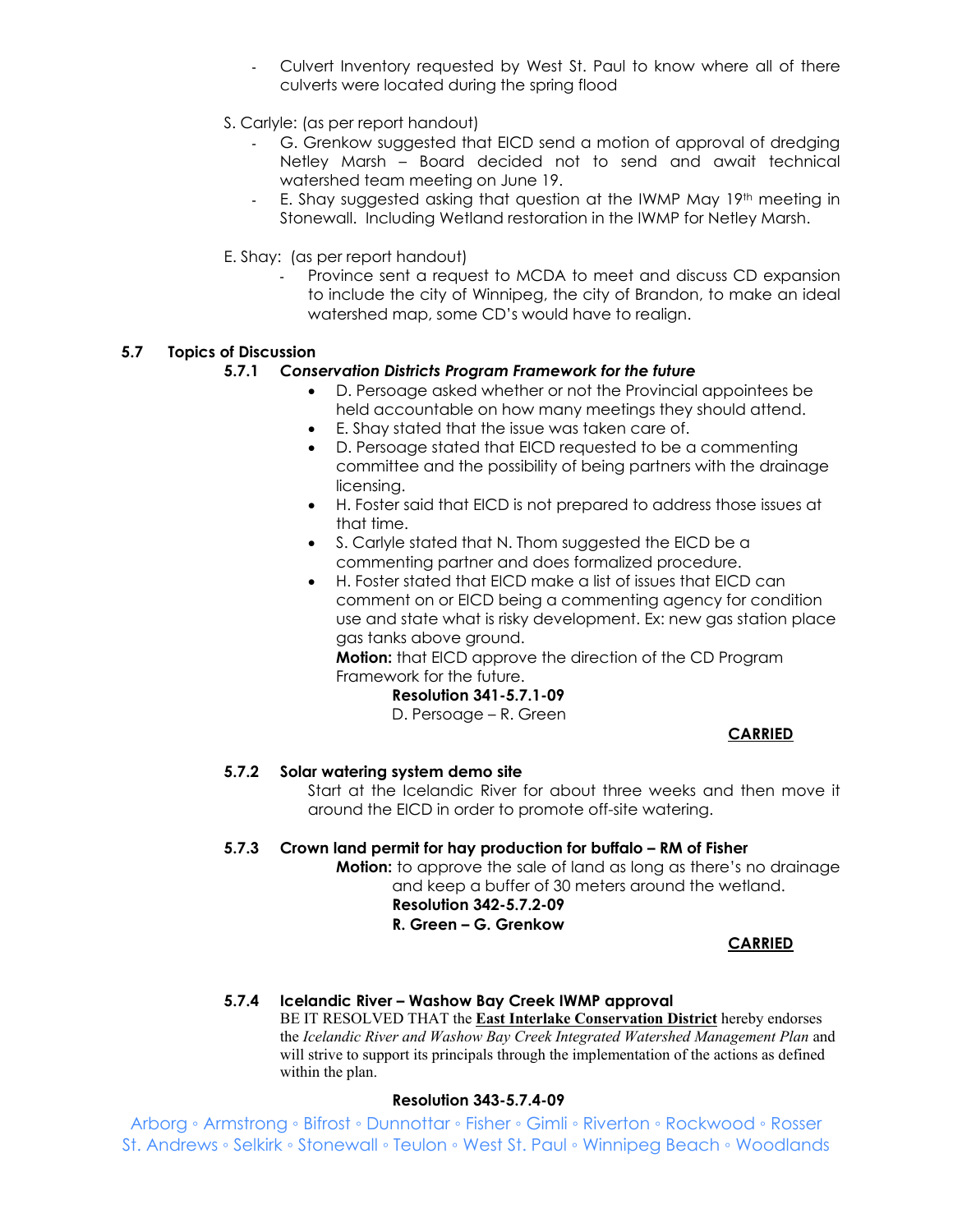- Culvert Inventory requested by West St. Paul to know where all of there culverts were located during the spring flood

S. Carlyle: (as per report handout)

- G. Grenkow suggested that EICD send a motion of approval of dredging Netley Marsh – Board decided not to send and await technical watershed team meeting on June 19.
- E. Shay suggested asking that question at the IWMP May 19th meeting in Stonewall. Including Wetland restoration in the IWMP for Netley Marsh.

E. Shay: (as per report handout)

- Province sent a request to MCDA to meet and discuss CD expansion to include the city of Winnipeg, the city of Brandon, to make an ideal watershed map, some CD's would have to realign.

## 5.7 Topics of Discussion

### 5.7.1 *Conservation Districts Program Framework for the future*

- D. Persoage asked whether or not the Provincial appointees be held accountable on how many meetings they should attend.
- E. Shay stated that the issue was taken care of.
- D. Persoage stated that EICD requested to be a commenting committee and the possibility of being partners with the drainage licensing.
- H. Foster said that EICD is not prepared to address those issues at that time.
- S. Carlyle stated that N. Thom suggested the EICD be a commenting partner and does formalized procedure.
- H. Foster stated that EICD make a list of issues that EICD can comment on or EICD being a commenting agency for condition use and state what is risky development. Ex: new gas station place gas tanks above ground.

**Motion:** that EICD approve the direction of the CD Program Framework for the future.

**Resolution 341-5.7.1-09**
D. Persoage – R. Green

**CARRIED**

### 5.7.2 Solar watering system demo site

Start at the Icelandic River for about three weeks and then move it around the EICD in order to promote off-site watering.

### 5.7.3 Crown land permit for hay production for buffalo – RM of Fisher

**Motion:** to approve the sale of land as long as there's no drainage and keep a buffer of 30 meters around the wetland.

**Resolution 342-5.7.2-09**
**R. Green – G. Grenkow**

**CARRIED**

### 5.7.4 Icelandic River – Washow Bay Creek IWMP approval

BE IT RESOLVED THAT the **East Interlake Conservation District** hereby endorses the *Icelandic River and Washow Bay Creek Integrated Watershed Management Plan* and will strive to support its principals through the implementation of the actions as defined within the plan.

**Resolution 343-5.7.4-09**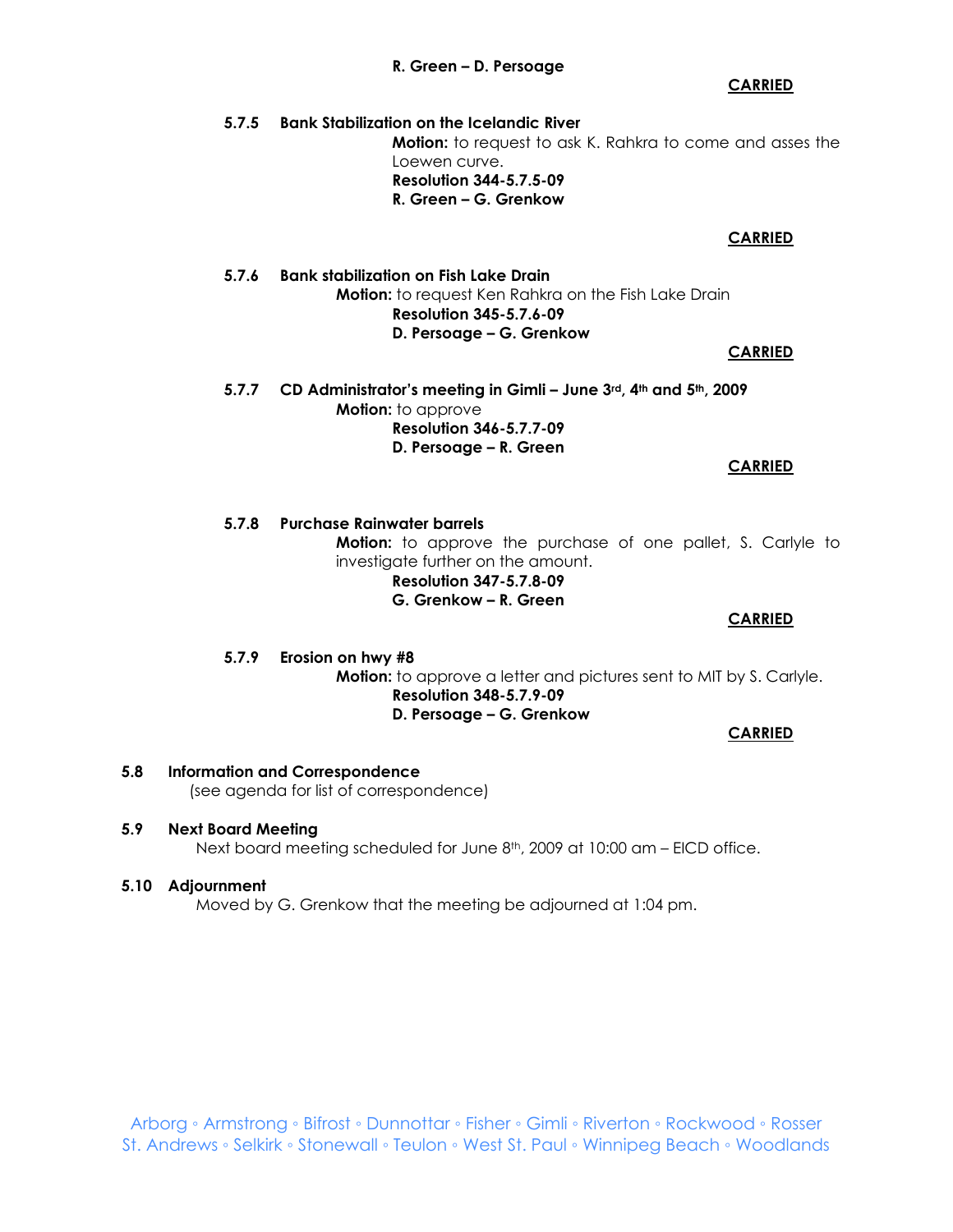**R. Green – D. Persoage**

**CARRIED**

**5.7.5 Bank Stabilization on the Icelandic River**

**Motion:** to request to ask K. Rahkra to come and asses the Loewen curve.
**Resolution 344-5.7.5-09**
**R. Green – G. Grenkow**

**CARRIED**

**5.7.6 Bank stabilization on Fish Lake Drain**

**Motion:** to request Ken Rahkra on the Fish Lake Drain
**Resolution 345-5.7.6-09**
**D. Persoage – G. Grenkow**

**CARRIED**

**5.7.7 CD Administrator's meeting in Gimli – June 3rd, 4th and 5th, 2009**

**Motion:** to approve
**Resolution 346-5.7.7-09**
**D. Persoage – R. Green**

**CARRIED**

**5.7.8 Purchase Rainwater barrels**

**Motion:** to approve the purchase of one pallet, S. Carlyle to investigate further on the amount.
**Resolution 347-5.7.8-09**
**G. Grenkow – R. Green**

**CARRIED**

**5.7.9 Erosion on hwy #8**

**Motion:** to approve a letter and pictures sent to MIT by S. Carlyle.
**Resolution 348-5.7.9-09**
**D. Persoage – G. Grenkow**

**CARRIED**

**5.8 Information and Correspondence**

(see agenda for list of correspondence)

**5.9 Next Board Meeting**

Next board meeting scheduled for June 8th, 2009 at 10:00 am – EICD office.

**5.10 Adjournment**

Moved by G. Grenkow that the meeting be adjourned at 1:04 pm.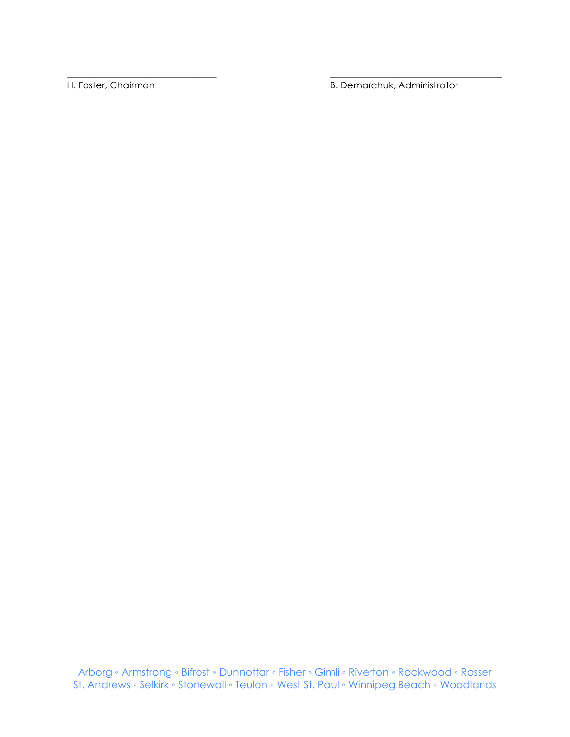H. Foster, Chairman

B. Demarchuk, Administrator